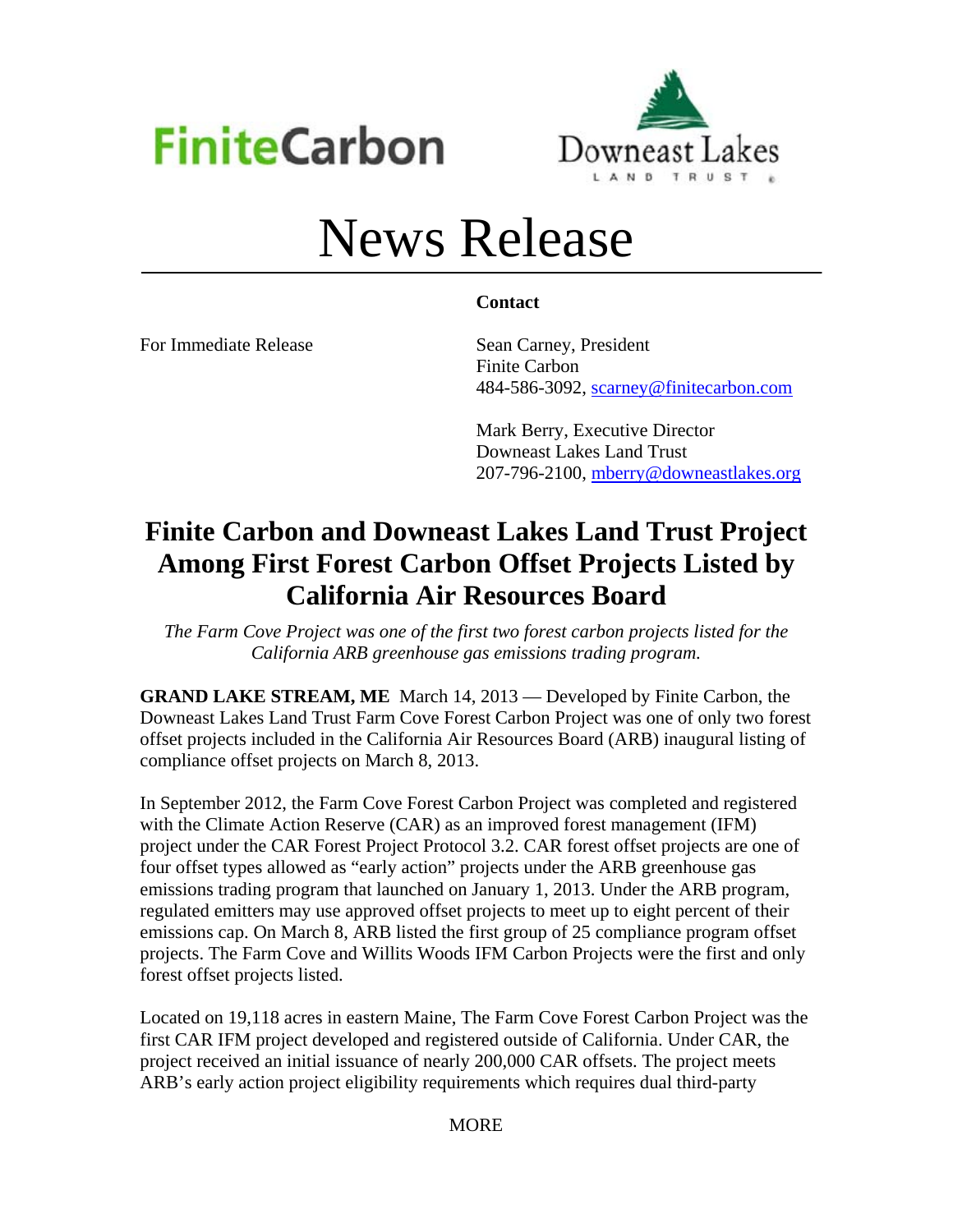FiniteCarbon

Downeast Lakes LAND TRUST

# News Release

**Contact**

For Immediate Release

Sean Carney, President
Finite Carbon
484-586-3092, scarney@finitecarbon.com

Mark Berry, Executive Director
Downeast Lakes Land Trust
207-796-2100, mberry@downeastlakes.org

## Finite Carbon and Downeast Lakes Land Trust Project Among First Forest Carbon Offset Projects Listed by California Air Resources Board

*The Farm Cove Project was one of the first two forest carbon projects listed for the California ARB greenhouse gas emissions trading program.*

**GRAND LAKE STREAM, ME** March 14, 2013 — Developed by Finite Carbon, the Downeast Lakes Land Trust Farm Cove Forest Carbon Project was one of only two forest offset projects included in the California Air Resources Board (ARB) inaugural listing of compliance offset projects on March 8, 2013.

In September 2012, the Farm Cove Forest Carbon Project was completed and registered with the Climate Action Reserve (CAR) as an improved forest management (IFM) project under the CAR Forest Project Protocol 3.2. CAR forest offset projects are one of four offset types allowed as "early action" projects under the ARB greenhouse gas emissions trading program that launched on January 1, 2013. Under the ARB program, regulated emitters may use approved offset projects to meet up to eight percent of their emissions cap. On March 8, ARB listed the first group of 25 compliance program offset projects. The Farm Cove and Willits Woods IFM Carbon Projects were the first and only forest offset projects listed.

Located on 19,118 acres in eastern Maine, The Farm Cove Forest Carbon Project was the first CAR IFM project developed and registered outside of California. Under CAR, the project received an initial issuance of nearly 200,000 CAR offsets. The project meets ARB's early action project eligibility requirements which requires dual third-party

MORE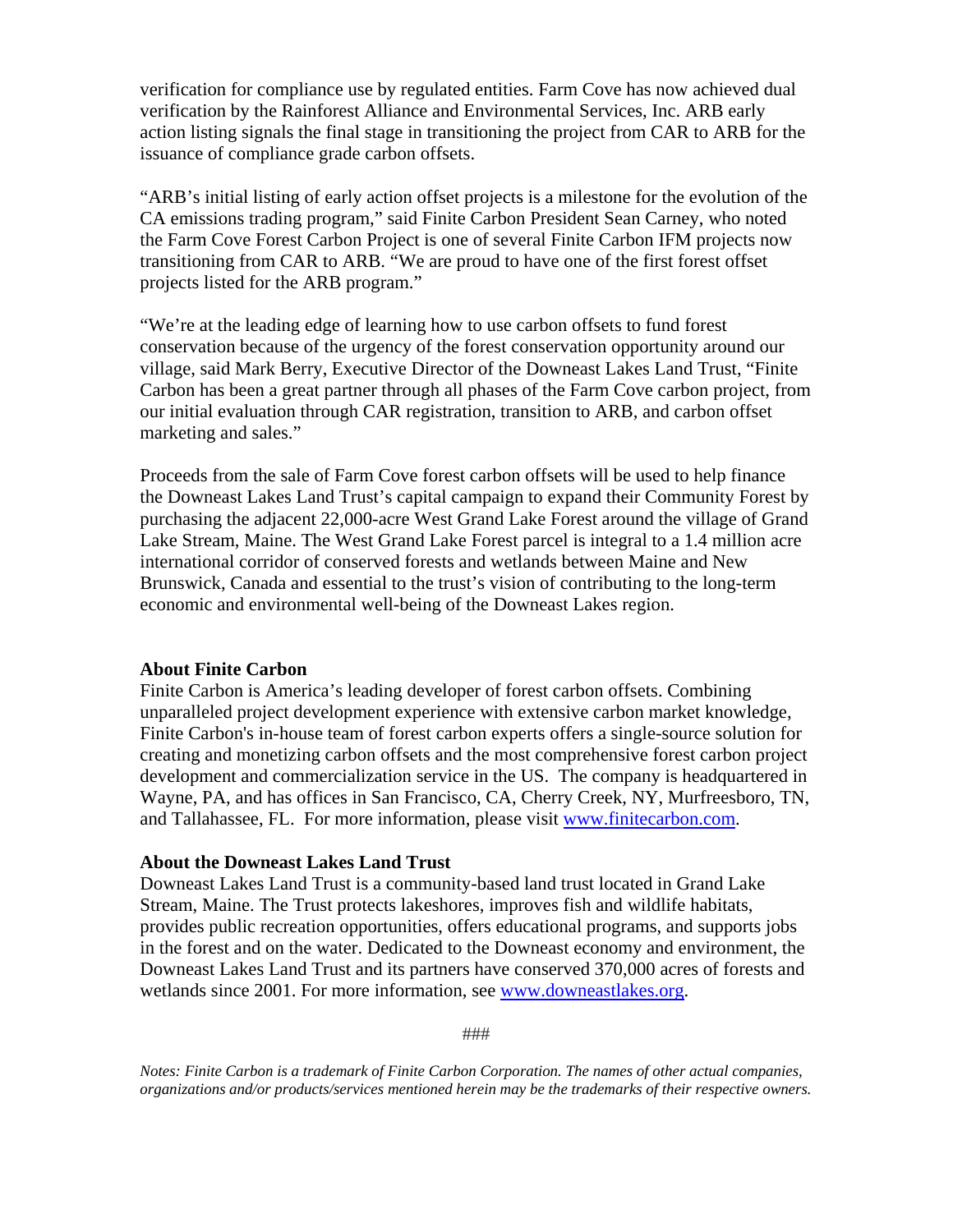verification for compliance use by regulated entities. Farm Cove has now achieved dual verification by the Rainforest Alliance and Environmental Services, Inc. ARB early action listing signals the final stage in transitioning the project from CAR to ARB for the issuance of compliance grade carbon offsets.

"ARB's initial listing of early action offset projects is a milestone for the evolution of the CA emissions trading program," said Finite Carbon President Sean Carney, who noted the Farm Cove Forest Carbon Project is one of several Finite Carbon IFM projects now transitioning from CAR to ARB. "We are proud to have one of the first forest offset projects listed for the ARB program."

"We're at the leading edge of learning how to use carbon offsets to fund forest conservation because of the urgency of the forest conservation opportunity around our village, said Mark Berry, Executive Director of the Downeast Lakes Land Trust, "Finite Carbon has been a great partner through all phases of the Farm Cove carbon project, from our initial evaluation through CAR registration, transition to ARB, and carbon offset marketing and sales."

Proceeds from the sale of Farm Cove forest carbon offsets will be used to help finance the Downeast Lakes Land Trust's capital campaign to expand their Community Forest by purchasing the adjacent 22,000-acre West Grand Lake Forest around the village of Grand Lake Stream, Maine. The West Grand Lake Forest parcel is integral to a 1.4 million acre international corridor of conserved forests and wetlands between Maine and New Brunswick, Canada and essential to the trust's vision of contributing to the long-term economic and environmental well-being of the Downeast Lakes region.

**About Finite Carbon**
Finite Carbon is America's leading developer of forest carbon offsets. Combining unparalleled project development experience with extensive carbon market knowledge, Finite Carbon's in-house team of forest carbon experts offers a single-source solution for creating and monetizing carbon offsets and the most comprehensive forest carbon project development and commercialization service in the US. The company is headquartered in Wayne, PA, and has offices in San Francisco, CA, Cherry Creek, NY, Murfreesboro, TN, and Tallahassee, FL. For more information, please visit www.finitecarbon.com.

**About the Downeast Lakes Land Trust**
Downeast Lakes Land Trust is a community-based land trust located in Grand Lake Stream, Maine. The Trust protects lakeshores, improves fish and wildlife habitats, provides public recreation opportunities, offers educational programs, and supports jobs in the forest and on the water. Dedicated to the Downeast economy and environment, the Downeast Lakes Land Trust and its partners have conserved 370,000 acres of forests and wetlands since 2001. For more information, see www.downeastlakes.org.

###

*Notes: Finite Carbon is a trademark of Finite Carbon Corporation. The names of other actual companies, organizations and/or products/services mentioned herein may be the trademarks of their respective owners.*